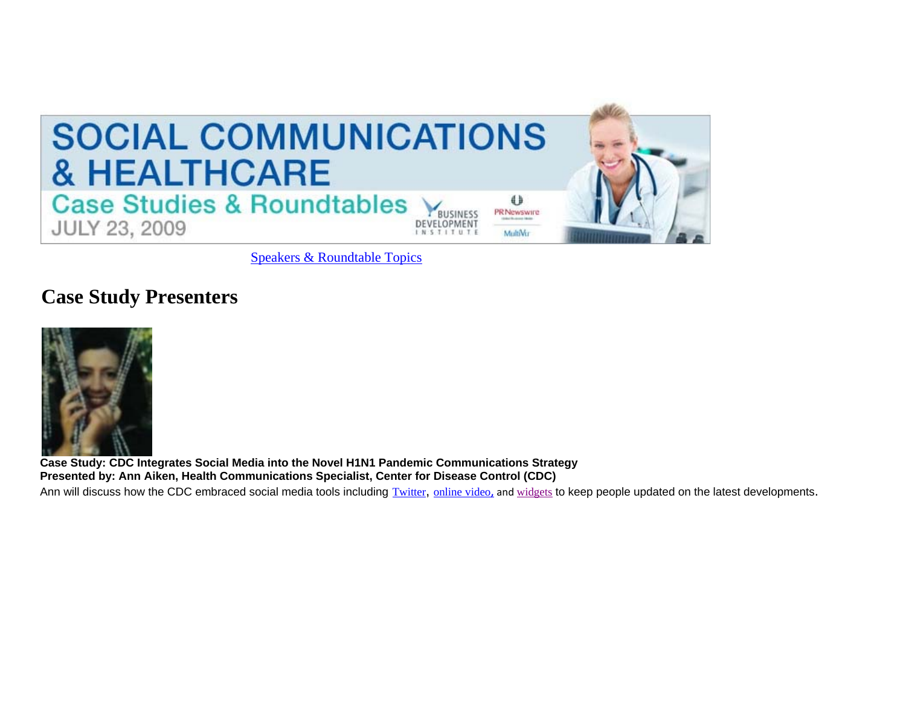# SOCIAL COMMUNICATIONS & HEALTHCARE

## Case Studies & Roundtables

JULY 23, 2009

Speakers & Roundtable Topics

## Case Study Presenters

**Case Study: CDC Integrates Social Media into the Novel H1N1 Pandemic Communications Strategy**
**Presented by: Ann Aiken, Health Communications Specialist, Center for Disease Control (CDC)**

Ann will discuss how the CDC embraced social media tools including Twitter, online video, and widgets to keep people updated on the latest developments.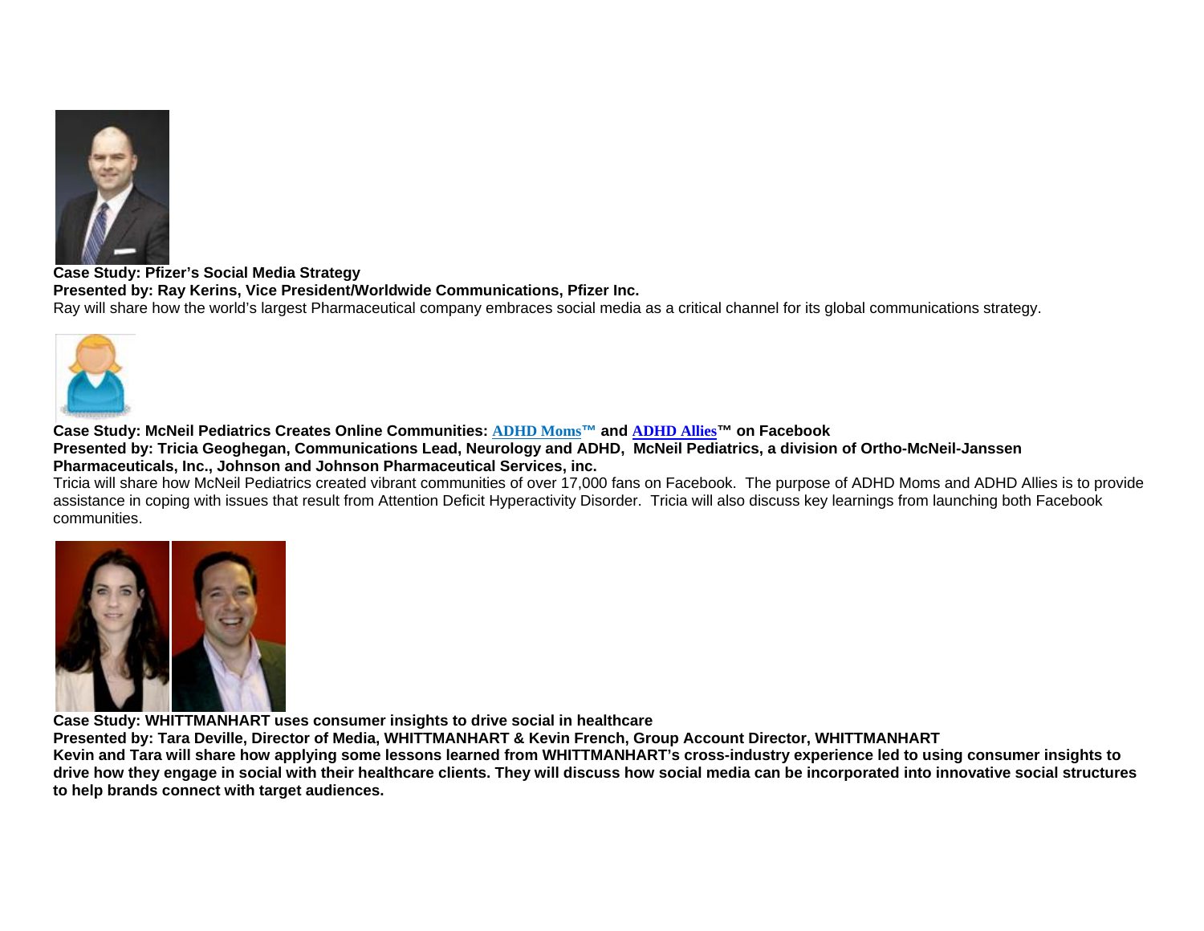**Case Study: Pfizer's Social Media Strategy**
**Presented by: Ray Kerins, Vice President/Worldwide Communications, Pfizer Inc.**
Ray will share how the world's largest Pharmaceutical company embraces social media as a critical channel for its global communications strategy.

**Case Study: McNeil Pediatrics Creates Online Communities: ADHD Moms™ and ADHD Allies™ on Facebook**
**Presented by: Tricia Geoghegan, Communications Lead, Neurology and ADHD, McNeil Pediatrics, a division of Ortho-McNeil-Janssen Pharmaceuticals, Inc., Johnson and Johnson Pharmaceutical Services, inc.**
Tricia will share how McNeil Pediatrics created vibrant communities of over 17,000 fans on Facebook. The purpose of ADHD Moms and ADHD Allies is to provide assistance in coping with issues that result from Attention Deficit Hyperactivity Disorder. Tricia will also discuss key learnings from launching both Facebook communities.

**Case Study: WHITTMANHART uses consumer insights to drive social in healthcare**
**Presented by: Tara Deville, Director of Media, WHITTMANHART & Kevin French, Group Account Director, WHITTMANHART**
**Kevin and Tara will share how applying some lessons learned from WHITTMANHART's cross-industry experience led to using consumer insights to drive how they engage in social with their healthcare clients. They will discuss how social media can be incorporated into innovative social structures to help brands connect with target audiences.**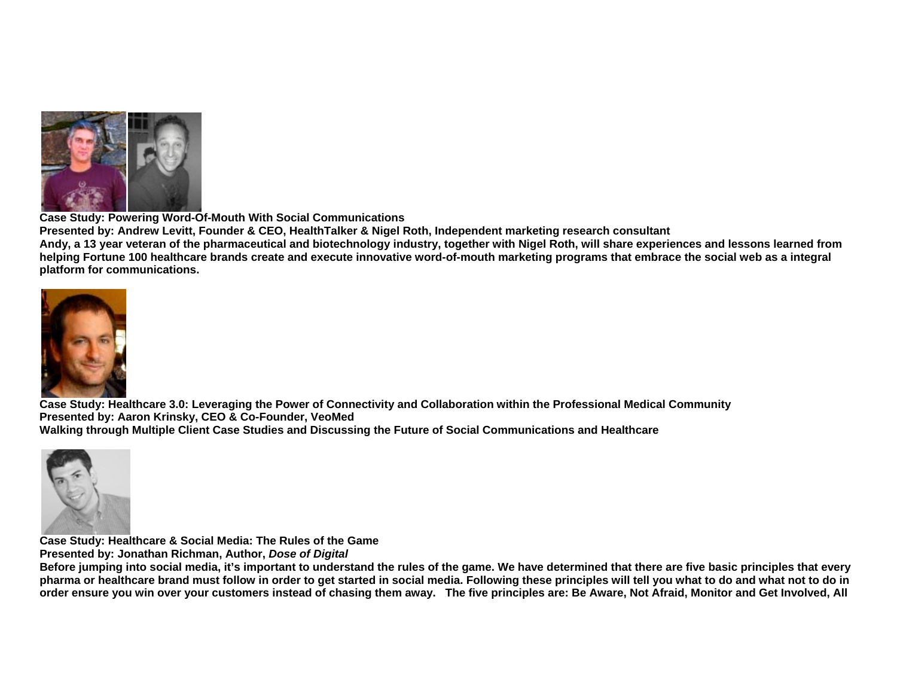**Case Study: Powering Word-Of-Mouth With Social Communications**
**Presented by: Andrew Levitt, Founder & CEO, HealthTalker & Nigel Roth, Independent marketing research consultant**
**Andy, a 13 year veteran of the pharmaceutical and biotechnology industry, together with Nigel Roth, will share experiences and lessons learned from helping Fortune 100 healthcare brands create and execute innovative word-of-mouth marketing programs that embrace the social web as a integral platform for communications.**

**Case Study: Healthcare 3.0: Leveraging the Power of Connectivity and Collaboration within the Professional Medical Community**
**Presented by: Aaron Krinsky, CEO & Co-Founder, VeoMed**
**Walking through Multiple Client Case Studies and Discussing the Future of Social Communications and Healthcare**

**Case Study: Healthcare & Social Media: The Rules of the Game**
**Presented by: Jonathan Richman, Author, *Dose of Digital***
**Before jumping into social media, it's important to understand the rules of the game. We have determined that there are five basic principles that every pharma or healthcare brand must follow in order to get started in social media. Following these principles will tell you what to do and what not to do in order ensure you win over your customers instead of chasing them away. The five principles are: Be Aware, Not Afraid, Monitor and Get Involved, All**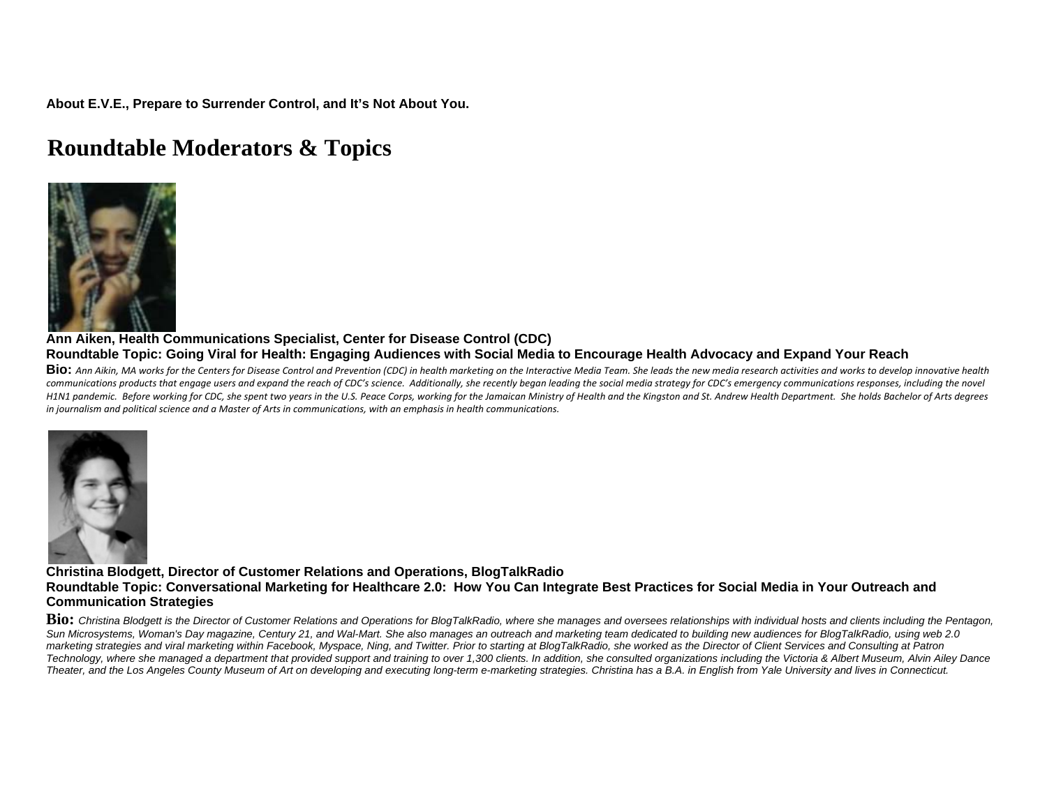**About E.V.E., Prepare to Surrender Control, and It's Not About You.**

# Roundtable Moderators & Topics

**Ann Aiken, Health Communications Specialist, Center for Disease Control (CDC)**
**Roundtable Topic: Going Viral for Health: Engaging Audiences with Social Media to Encourage Health Advocacy and Expand Your Reach**

**Bio:** *Ann Aikin, MA works for the Centers for Disease Control and Prevention (CDC) in health marketing on the Interactive Media Team. She leads the new media research activities and works to develop innovative health communications products that engage users and expand the reach of CDC's science. Additionally, she recently began leading the social media strategy for CDC's emergency communications responses, including the novel H1N1 pandemic. Before working for CDC, she spent two years in the U.S. Peace Corps, working for the Jamaican Ministry of Health and the Kingston and St. Andrew Health Department. She holds Bachelor of Arts degrees in journalism and political science and a Master of Arts in communications, with an emphasis in health communications.*

**Christina Blodgett, Director of Customer Relations and Operations, BlogTalkRadio**
**Roundtable Topic: Conversational Marketing for Healthcare 2.0: How You Can Integrate Best Practices for Social Media in Your Outreach and Communication Strategies**

**Bio:** *Christina Blodgett is the Director of Customer Relations and Operations for BlogTalkRadio, where she manages and oversees relationships with individual hosts and clients including the Pentagon, Sun Microsystems, Woman's Day magazine, Century 21, and Wal-Mart. She also manages an outreach and marketing team dedicated to building new audiences for BlogTalkRadio, using web 2.0 marketing strategies and viral marketing within Facebook, Myspace, Ning, and Twitter. Prior to starting at BlogTalkRadio, she worked as the Director of Client Services and Consulting at Patron Technology, where she managed a department that provided support and training to over 1,300 clients. In addition, she consulted organizations including the Victoria & Albert Museum, Alvin Ailey Dance Theater, and the Los Angeles County Museum of Art on developing and executing long-term e-marketing strategies. Christina has a B.A. in English from Yale University and lives in Connecticut.*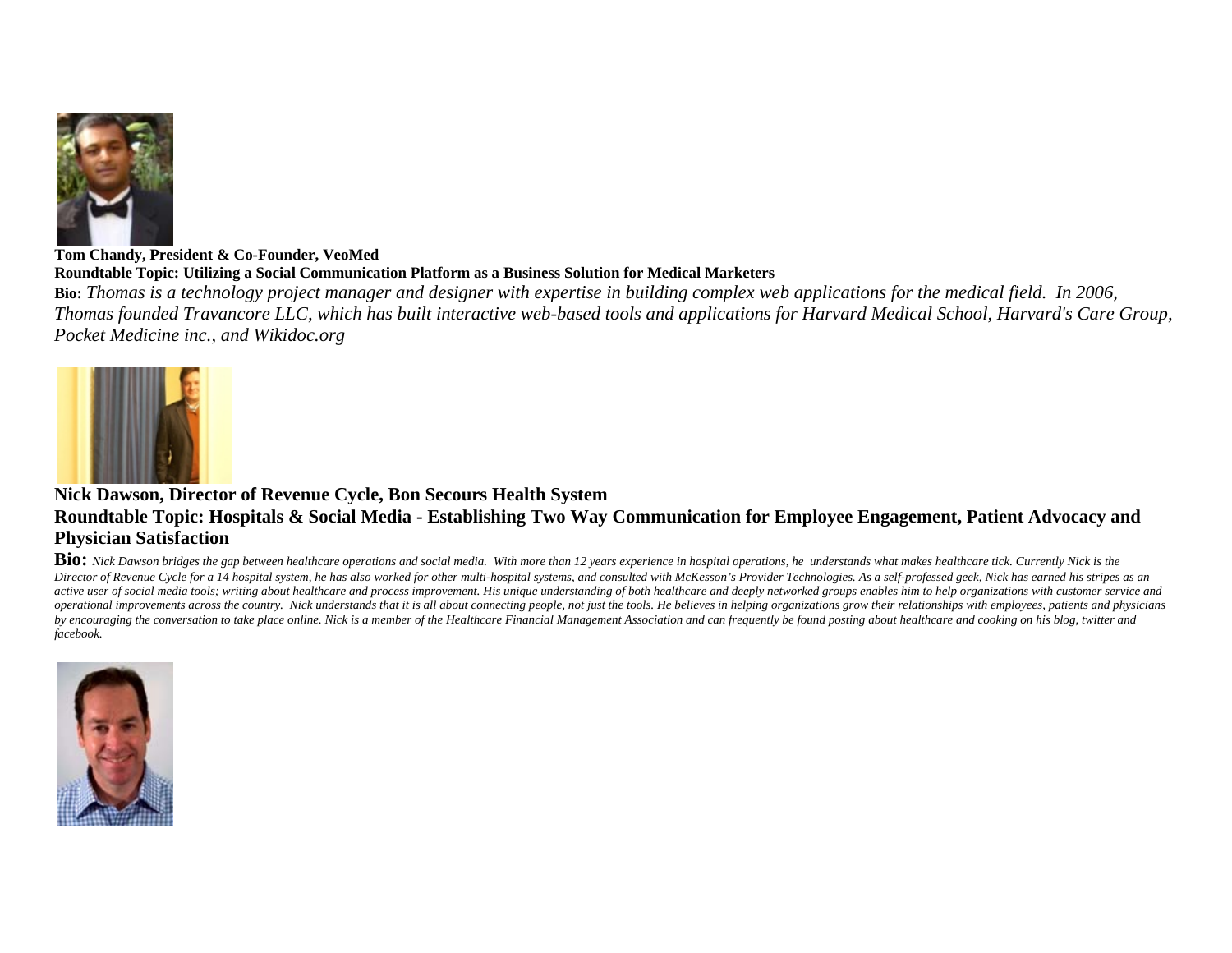**Tom Chandy, President & Co-Founder, VeoMed**

**Roundtable Topic: Utilizing a Social Communication Platform as a Business Solution for Medical Marketers**

**Bio:** *Thomas is a technology project manager and designer with expertise in building complex web applications for the medical field. In 2006, Thomas founded Travancore LLC, which has built interactive web-based tools and applications for Harvard Medical School, Harvard's Care Group, Pocket Medicine inc., and Wikidoc.org*

**Nick Dawson, Director of Revenue Cycle, Bon Secours Health System**

**Roundtable Topic: Hospitals & Social Media - Establishing Two Way Communication for Employee Engagement, Patient Advocacy and Physician Satisfaction**

**Bio:** *Nick Dawson bridges the gap between healthcare operations and social media. With more than 12 years experience in hospital operations, he understands what makes healthcare tick. Currently Nick is the Director of Revenue Cycle for a 14 hospital system, he has also worked for other multi-hospital systems, and consulted with McKesson's Provider Technologies. As a self-professed geek, Nick has earned his stripes as an active user of social media tools; writing about healthcare and process improvement. His unique understanding of both healthcare and deeply networked groups enables him to help organizations with customer service and operational improvements across the country. Nick understands that it is all about connecting people, not just the tools. He believes in helping organizations grow their relationships with employees, patients and physicians by encouraging the conversation to take place online. Nick is a member of the Healthcare Financial Management Association and can frequently be found posting about healthcare and cooking on his blog, twitter and facebook.*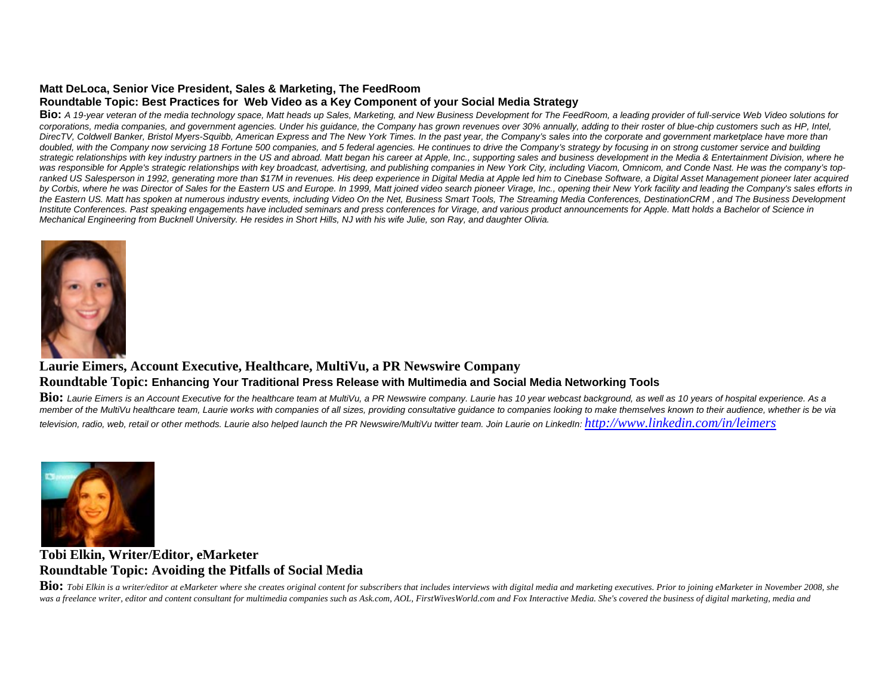**Matt DeLoca, Senior Vice President, Sales & Marketing, The FeedRoom**
**Roundtable Topic: Best Practices for Web Video as a Key Component of your Social Media Strategy**

**Bio:** *A 19-year veteran of the media technology space, Matt heads up Sales, Marketing, and New Business Development for The FeedRoom, a leading provider of full-service Web Video solutions for corporations, media companies, and government agencies. Under his guidance, the Company has grown revenues over 30% annually, adding to their roster of blue-chip customers such as HP, Intel, DirecTV, Coldwell Banker, Bristol Myers-Squibb, American Express and The New York Times. In the past year, the Company's sales into the corporate and government marketplace have more than doubled, with the Company now servicing 18 Fortune 500 companies, and 5 federal agencies. He continues to drive the Company's strategy by focusing in on strong customer service and building strategic relationships with key industry partners in the US and abroad. Matt began his career at Apple, Inc., supporting sales and business development in the Media & Entertainment Division, where he was responsible for Apple's strategic relationships with key broadcast, advertising, and publishing companies in New York City, including Viacom, Omnicom, and Conde Nast. He was the company's top-ranked US Salesperson in 1992, generating more than $17M in revenues. His deep experience in Digital Media at Apple led him to Cinebase Software, a Digital Asset Management pioneer later acquired by Corbis, where he was Director of Sales for the Eastern US and Europe. In 1999, Matt joined video search pioneer Virage, Inc., opening their New York facility and leading the Company's sales efforts in the Eastern US. Matt has spoken at numerous industry events, including Video On the Net, Business Smart Tools, The Streaming Media Conferences, DestinationCRM , and The Business Development Institute Conferences. Past speaking engagements have included seminars and press conferences for Virage, and various product announcements for Apple. Matt holds a Bachelor of Science in Mechanical Engineering from Bucknell University. He resides in Short Hills, NJ with his wife Julie, son Ray, and daughter Olivia.*

**Laurie Eimers, Account Executive, Healthcare, MultiVu, a PR Newswire Company**
**Roundtable Topic: Enhancing Your Traditional Press Release with Multimedia and Social Media Networking Tools**

**Bio:** *Laurie Eimers is an Account Executive for the healthcare team at MultiVu, a PR Newswire company. Laurie has 10 year webcast background, as well as 10 years of hospital experience. As a member of the MultiVu healthcare team, Laurie works with companies of all sizes, providing consultative guidance to companies looking to make themselves known to their audience, whether is be via television, radio, web, retail or other methods. Laurie also helped launch the PR Newswire/MultiVu twitter team. Join Laurie on LinkedIn: http://www.linkedin.com/in/leimers*

**Tobi Elkin, Writer/Editor, eMarketer**
**Roundtable Topic: Avoiding the Pitfalls of Social Media**

**Bio:** *Tobi Elkin is a writer/editor at eMarketer where she creates original content for subscribers that includes interviews with digital media and marketing executives. Prior to joining eMarketer in November 2008, she was a freelance writer, editor and content consultant for multimedia companies such as Ask.com, AOL, FirstWivesWorld.com and Fox Interactive Media. She's covered the business of digital marketing, media and*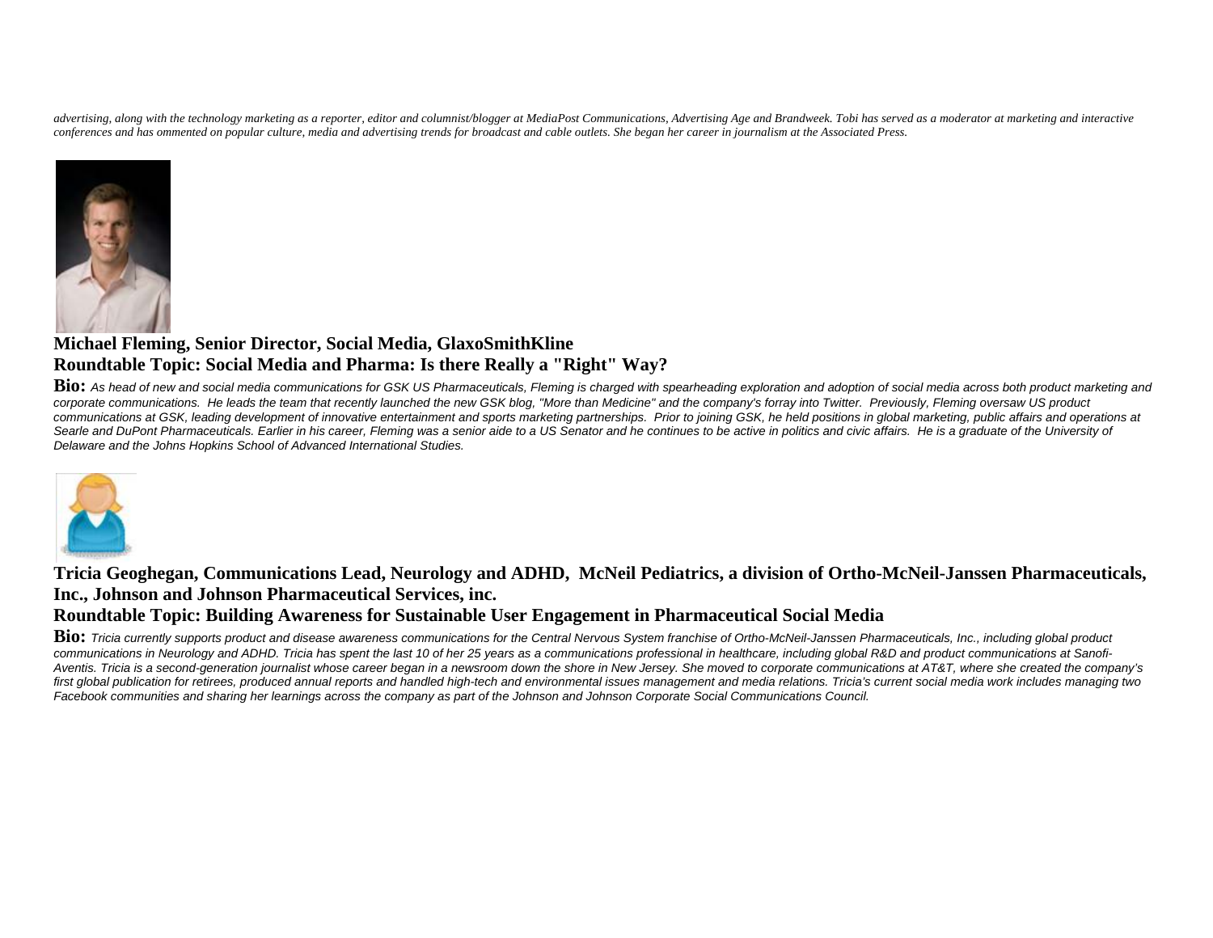*advertising, along with the technology marketing as a reporter, editor and columnist/blogger at MediaPost Communications, Advertising Age and Brandweek. Tobi has served as a moderator at marketing and interactive conferences and has ommented on popular culture, media and advertising trends for broadcast and cable outlets. She began her career in journalism at the Associated Press.*

**Michael Fleming, Senior Director, Social Media, GlaxoSmithKline**
**Roundtable Topic: Social Media and Pharma: Is there Really a "Right" Way?**

**Bio:** *As head of new and social media communications for GSK US Pharmaceuticals, Fleming is charged with spearheading exploration and adoption of social media across both product marketing and corporate communications. He leads the team that recently launched the new GSK blog, "More than Medicine" and the company's forray into Twitter. Previously, Fleming oversaw US product communications at GSK, leading development of innovative entertainment and sports marketing partnerships. Prior to joining GSK, he held positions in global marketing, public affairs and operations at Searle and DuPont Pharmaceuticals. Earlier in his career, Fleming was a senior aide to a US Senator and he continues to be active in politics and civic affairs. He is a graduate of the University of Delaware and the Johns Hopkins School of Advanced International Studies.*

**Tricia Geoghegan, Communications Lead, Neurology and ADHD, McNeil Pediatrics, a division of Ortho-McNeil-Janssen Pharmaceuticals, Inc., Johnson and Johnson Pharmaceutical Services, inc.**
**Roundtable Topic: Building Awareness for Sustainable User Engagement in Pharmaceutical Social Media**

**Bio:** *Tricia currently supports product and disease awareness communications for the Central Nervous System franchise of Ortho-McNeil-Janssen Pharmaceuticals, Inc., including global product communications in Neurology and ADHD. Tricia has spent the last 10 of her 25 years as a communications professional in healthcare, including global R&D and product communications at Sanofi-Aventis. Tricia is a second-generation journalist whose career began in a newsroom down the shore in New Jersey. She moved to corporate communications at AT&T, where she created the company's first global publication for retirees, produced annual reports and handled high-tech and environmental issues management and media relations. Tricia's current social media work includes managing two Facebook communities and sharing her learnings across the company as part of the Johnson and Johnson Corporate Social Communications Council.*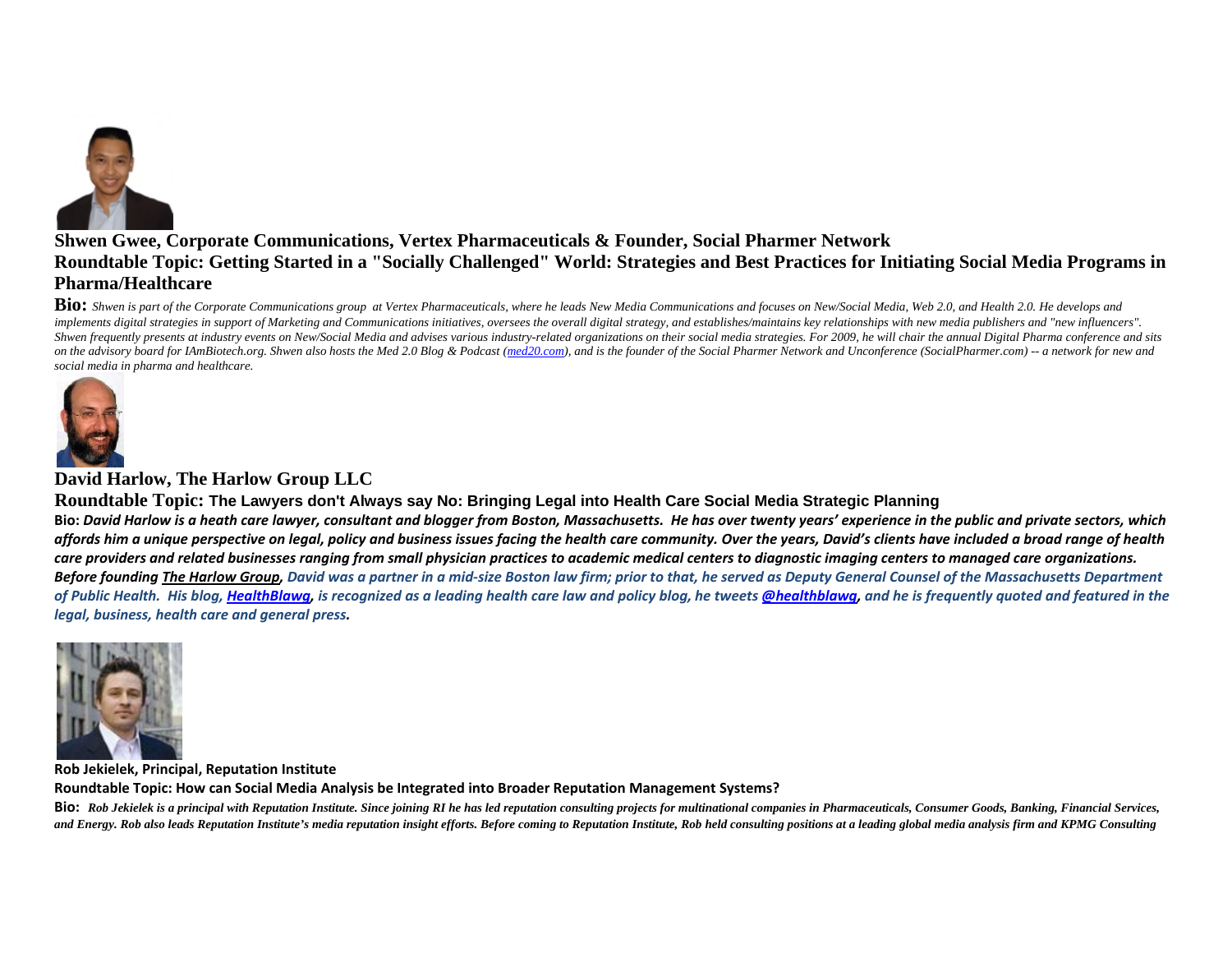**Shwen Gwee, Corporate Communications, Vertex Pharmaceuticals & Founder, Social Pharmer Network**

**Roundtable Topic: Getting Started in a "Socially Challenged" World: Strategies and Best Practices for Initiating Social Media Programs in Pharma/Healthcare**

**Bio:** *Shwen is part of the Corporate Communications group at Vertex Pharmaceuticals, where he leads New Media Communications and focuses on New/Social Media, Web 2.0, and Health 2.0. He develops and implements digital strategies in support of Marketing and Communications initiatives, oversees the overall digital strategy, and establishes/maintains key relationships with new media publishers and "new influencers". Shwen frequently presents at industry events on New/Social Media and advises various industry-related organizations on their social media strategies. For 2009, he will chair the annual Digital Pharma conference and sits on the advisory board for IAmBiotech.org. Shwen also hosts the Med 2.0 Blog & Podcast (med20.com), and is the founder of the Social Pharmer Network and Unconference (SocialPharmer.com) -- a network for new and social media in pharma and healthcare.*

**David Harlow, The Harlow Group LLC**

**Roundtable Topic: The Lawyers don't Always say No: Bringing Legal into Health Care Social Media Strategic Planning**

**Bio:** ***David Harlow is a heath care lawyer, consultant and blogger from Boston, Massachusetts. He has over twenty years' experience in the public and private sectors, which affords him a unique perspective on legal, policy and business issues facing the health care community. Over the years, David's clients have included a broad range of health care providers and related businesses ranging from small physician practices to academic medical centers to diagnostic imaging centers to managed care organizations. Before founding The Harlow Group, David was a partner in a mid-size Boston law firm; prior to that, he served as Deputy General Counsel of the Massachusetts Department of Public Health. His blog, HealthBlawg, is recognized as a leading health care law and policy blog, he tweets @healthblawg, and he is frequently quoted and featured in the legal, business, health care and general press.***

**Rob Jekielek, Principal, Reputation Institute**

**Roundtable Topic: How can Social Media Analysis be Integrated into Broader Reputation Management Systems?**

**Bio:** ***Rob Jekielek is a principal with Reputation Institute. Since joining RI he has led reputation consulting projects for multinational companies in Pharmaceuticals, Consumer Goods, Banking, Financial Services, and Energy. Rob also leads Reputation Institute's media reputation insight efforts. Before coming to Reputation Institute, Rob held consulting positions at a leading global media analysis firm and KPMG Consulting***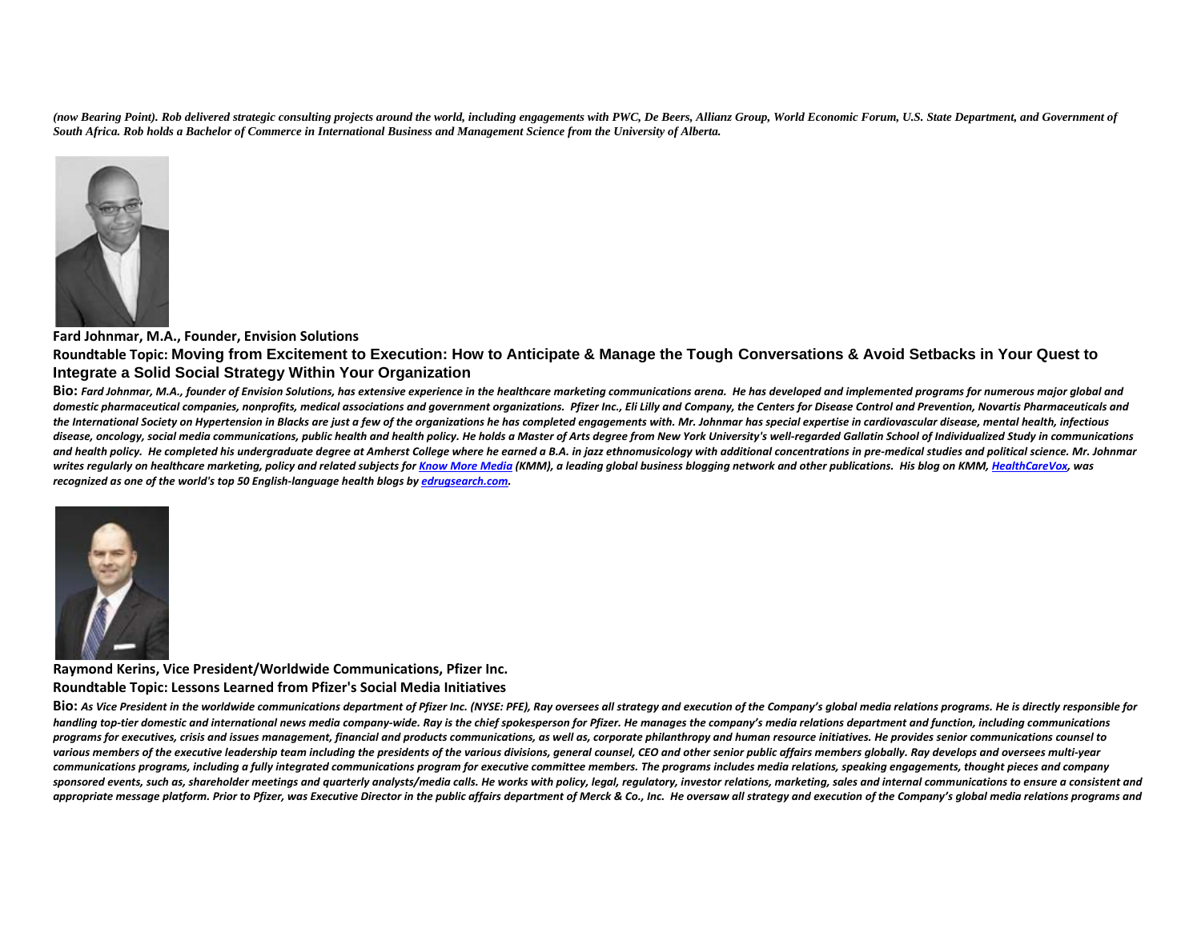*(now Bearing Point). Rob delivered strategic consulting projects around the world, including engagements with PWC, De Beers, Allianz Group, World Economic Forum, U.S. State Department, and Government of South Africa. Rob holds a Bachelor of Commerce in International Business and Management Science from the University of Alberta.*

**Fard Johnmar, M.A., Founder, Envision Solutions**

**Roundtable Topic: Moving from Excitement to Execution: How to Anticipate & Manage the Tough Conversations & Avoid Setbacks in Your Quest to Integrate a Solid Social Strategy Within Your Organization**

**Bio:** *Fard Johnmar, M.A., founder of Envision Solutions, has extensive experience in the healthcare marketing communications arena. He has developed and implemented programs for numerous major global and domestic pharmaceutical companies, nonprofits, medical associations and government organizations. Pfizer Inc., Eli Lilly and Company, the Centers for Disease Control and Prevention, Novartis Pharmaceuticals and the International Society on Hypertension in Blacks are just a few of the organizations he has completed engagements with. Mr. Johnmar has special expertise in cardiovascular disease, mental health, infectious disease, oncology, social media communications, public health and health policy. He holds a Master of Arts degree from New York University's well-regarded Gallatin School of Individualized Study in communications and health policy. He completed his undergraduate degree at Amherst College where he earned a B.A. in jazz ethnomusicology with additional concentrations in pre-medical studies and political science. Mr. Johnmar writes regularly on healthcare marketing, policy and related subjects for Know More Media (KMM), a leading global business blogging network and other publications. His blog on KMM, HealthCareVox, was recognized as one of the world's top 50 English-language health blogs by edrugsearch.com.*

**Raymond Kerins, Vice President/Worldwide Communications, Pfizer Inc.**

**Roundtable Topic: Lessons Learned from Pfizer's Social Media Initiatives**

**Bio:** *As Vice President in the worldwide communications department of Pfizer Inc. (NYSE: PFE), Ray oversees all strategy and execution of the Company's global media relations programs. He is directly responsible for handling top-tier domestic and international news media company-wide. Ray is the chief spokesperson for Pfizer. He manages the company's media relations department and function, including communications programs for executives, crisis and issues management, financial and products communications, as well as, corporate philanthropy and human resource initiatives. He provides senior communications counsel to various members of the executive leadership team including the presidents of the various divisions, general counsel, CEO and other senior public affairs members globally. Ray develops and oversees multi-year communications programs, including a fully integrated communications program for executive committee members. The programs includes media relations, speaking engagements, thought pieces and company sponsored events, such as, shareholder meetings and quarterly analysts/media calls. He works with policy, legal, regulatory, investor relations, marketing, sales and internal communications to ensure a consistent and appropriate message platform. Prior to Pfizer, was Executive Director in the public affairs department of Merck & Co., Inc. He oversaw all strategy and execution of the Company's global media relations programs and*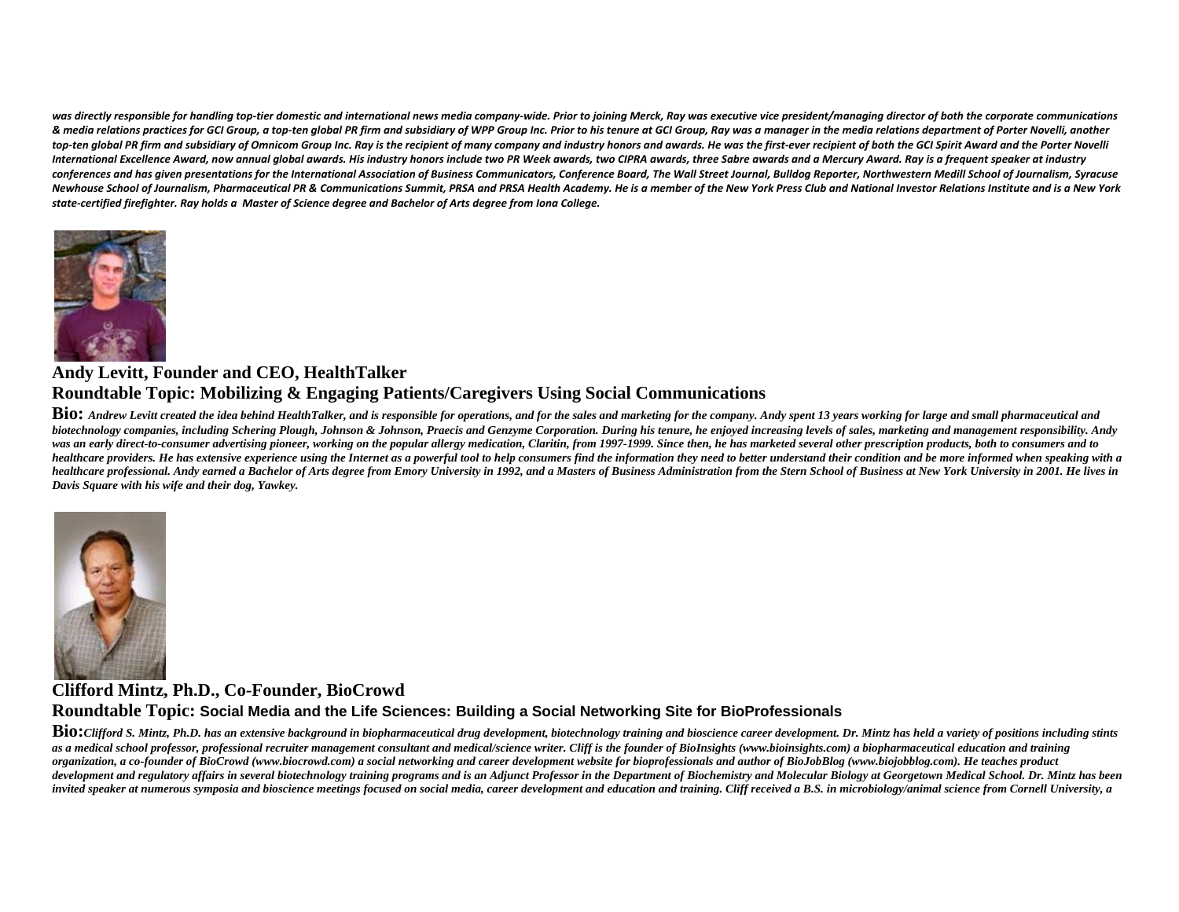*was directly responsible for handling top-tier domestic and international news media company-wide. Prior to joining Merck, Ray was executive vice president/managing director of both the corporate communications & media relations practices for GCI Group, a top-ten global PR firm and subsidiary of WPP Group Inc. Prior to his tenure at GCI Group, Ray was a manager in the media relations department of Porter Novelli, another top-ten global PR firm and subsidiary of Omnicom Group Inc. Ray is the recipient of many company and industry honors and awards. He was the first-ever recipient of both the GCI Spirit Award and the Porter Novelli International Excellence Award, now annual global awards. His industry honors include two PR Week awards, two CIPRA awards, three Sabre awards and a Mercury Award. Ray is a frequent speaker at industry conferences and has given presentations for the International Association of Business Communicators, Conference Board, The Wall Street Journal, Bulldog Reporter, Northwestern Medill School of Journalism, Syracuse Newhouse School of Journalism, Pharmaceutical PR & Communications Summit, PRSA and PRSA Health Academy. He is a member of the New York Press Club and National Investor Relations Institute and is a New York state-certified firefighter. Ray holds a Master of Science degree and Bachelor of Arts degree from Iona College.*

**Andy Levitt, Founder and CEO, HealthTalker**

**Roundtable Topic: Mobilizing & Engaging Patients/Caregivers Using Social Communications**

**Bio:** ***Andrew Levitt created the idea behind HealthTalker, and is responsible for operations, and for the sales and marketing for the company. Andy spent 13 years working for large and small pharmaceutical and biotechnology companies, including Schering Plough, Johnson & Johnson, Praecis and Genzyme Corporation. During his tenure, he enjoyed increasing levels of sales, marketing and management responsibility. Andy was an early direct-to-consumer advertising pioneer, working on the popular allergy medication, Claritin, from 1997-1999. Since then, he has marketed several other prescription products, both to consumers and to healthcare providers. He has extensive experience using the Internet as a powerful tool to help consumers find the information they need to better understand their condition and be more informed when speaking with a healthcare professional. Andy earned a Bachelor of Arts degree from Emory University in 1992, and a Masters of Business Administration from the Stern School of Business at New York University in 2001. He lives in Davis Square with his wife and their dog, Yawkey.***

**Clifford Mintz, Ph.D., Co-Founder, BioCrowd**

**Roundtable Topic: Social Media and the Life Sciences: Building a Social Networking Site for BioProfessionals**

**Bio:*****Clifford S. Mintz, Ph.D. has an extensive background in biopharmaceutical drug development, biotechnology training and bioscience career development. Dr. Mintz has held a variety of positions including stints as a medical school professor, professional recruiter management consultant and medical/science writer. Cliff is the founder of BioInsights (www.bioinsights.com) a biopharmaceutical education and training organization, a co-founder of BioCrowd (www.biocrowd.com) a social networking and career development website for bioprofessionals and author of BioJobBlog (www.biojobblog.com). He teaches product development and regulatory affairs in several biotechnology training programs and is an Adjunct Professor in the Department of Biochemistry and Molecular Biology at Georgetown Medical School. Dr. Mintz has been invited speaker at numerous symposia and bioscience meetings focused on social media, career development and education and training. Cliff received a B.S. in microbiology/animal science from Cornell University, a***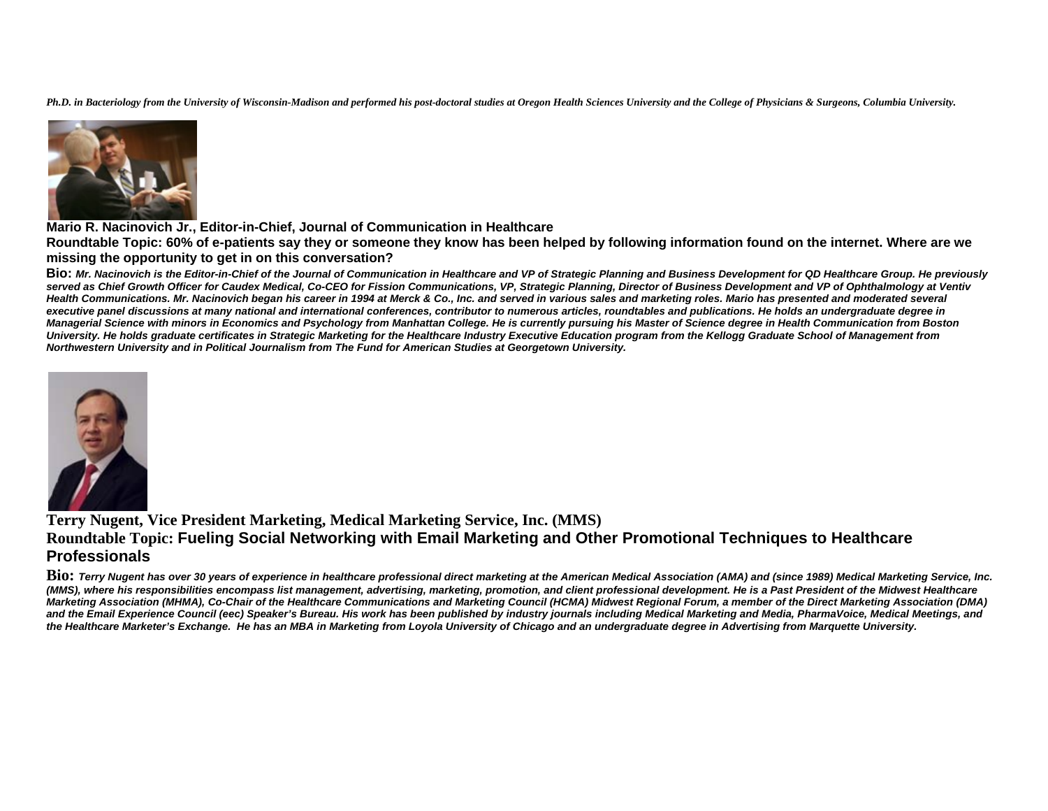*Ph.D. in Bacteriology from the University of Wisconsin-Madison and performed his post-doctoral studies at Oregon Health Sciences University and the College of Physicians & Surgeons, Columbia University.*

**Mario R. Nacinovich Jr., Editor-in-Chief, Journal of Communication in Healthcare**

**Roundtable Topic: 60% of e-patients say they or someone they know has been helped by following information found on the internet. Where are we missing the opportunity to get in on this conversation?**

**Bio:** ***Mr. Nacinovich is the Editor-in-Chief of the Journal of Communication in Healthcare and VP of Strategic Planning and Business Development for QD Healthcare Group. He previously served as Chief Growth Officer for Caudex Medical, Co-CEO for Fission Communications, VP, Strategic Planning, Director of Business Development and VP of Ophthalmology at Ventiv Health Communications. Mr. Nacinovich began his career in 1994 at Merck & Co., Inc. and served in various sales and marketing roles. Mario has presented and moderated several executive panel discussions at many national and international conferences, contributor to numerous articles, roundtables and publications. He holds an undergraduate degree in Managerial Science with minors in Economics and Psychology from Manhattan College. He is currently pursuing his Master of Science degree in Health Communication from Boston University. He holds graduate certificates in Strategic Marketing for the Healthcare Industry Executive Education program from the Kellogg Graduate School of Management from Northwestern University and in Political Journalism from The Fund for American Studies at Georgetown University.***

**Terry Nugent, Vice President Marketing, Medical Marketing Service, Inc. (MMS)**

**Roundtable Topic: Fueling Social Networking with Email Marketing and Other Promotional Techniques to Healthcare Professionals**

**Bio:** ***Terry Nugent has over 30 years of experience in healthcare professional direct marketing at the American Medical Association (AMA) and (since 1989) Medical Marketing Service, Inc. (MMS), where his responsibilities encompass list management, advertising, marketing, promotion, and client professional development. He is a Past President of the Midwest Healthcare Marketing Association (MHMA), Co-Chair of the Healthcare Communications and Marketing Council (HCMA) Midwest Regional Forum, a member of the Direct Marketing Association (DMA) and the Email Experience Council (eec) Speaker's Bureau. His work has been published by industry journals including Medical Marketing and Media, PharmaVoice, Medical Meetings, and the Healthcare Marketer's Exchange. He has an MBA in Marketing from Loyola University of Chicago and an undergraduate degree in Advertising from Marquette University.***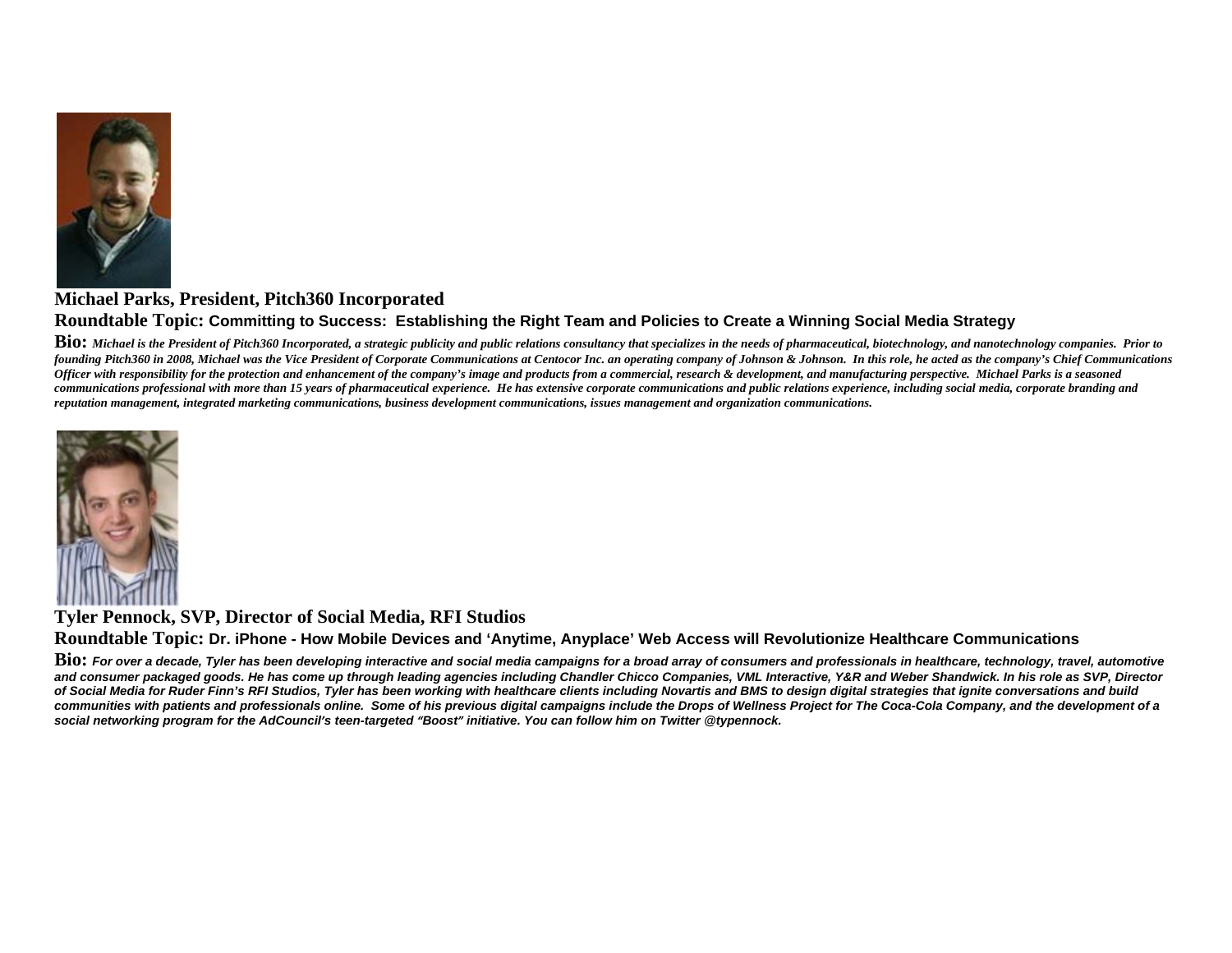**Michael Parks, President, Pitch360 Incorporated**

**Roundtable Topic: Committing to Success: Establishing the Right Team and Policies to Create a Winning Social Media Strategy**

**Bio:** ***Michael is the President of Pitch360 Incorporated, a strategic publicity and public relations consultancy that specializes in the needs of pharmaceutical, biotechnology, and nanotechnology companies. Prior to founding Pitch360 in 2008, Michael was the Vice President of Corporate Communications at Centocor Inc. an operating company of Johnson & Johnson. In this role, he acted as the company's Chief Communications Officer with responsibility for the protection and enhancement of the company's image and products from a commercial, research & development, and manufacturing perspective. Michael Parks is a seasoned communications professional with more than 15 years of pharmaceutical experience. He has extensive corporate communications and public relations experience, including social media, corporate branding and reputation management, integrated marketing communications, business development communications, issues management and organization communications.***

**Tyler Pennock, SVP, Director of Social Media, RFI Studios**

**Roundtable Topic: Dr. iPhone - How Mobile Devices and 'Anytime, Anyplace' Web Access will Revolutionize Healthcare Communications**

**Bio:** ***For over a decade, Tyler has been developing interactive and social media campaigns for a broad array of consumers and professionals in healthcare, technology, travel, automotive and consumer packaged goods. He has come up through leading agencies including Chandler Chicco Companies, VML Interactive, Y&R and Weber Shandwick. In his role as SVP, Director of Social Media for Ruder Finn's RFI Studios, Tyler has been working with healthcare clients including Novartis and BMS to design digital strategies that ignite conversations and build communities with patients and professionals online. Some of his previous digital campaigns include the Drops of Wellness Project for The Coca-Cola Company, and the development of a social networking program for the AdCouncil's teen-targeted "Boost" initiative. You can follow him on Twitter @typennock.***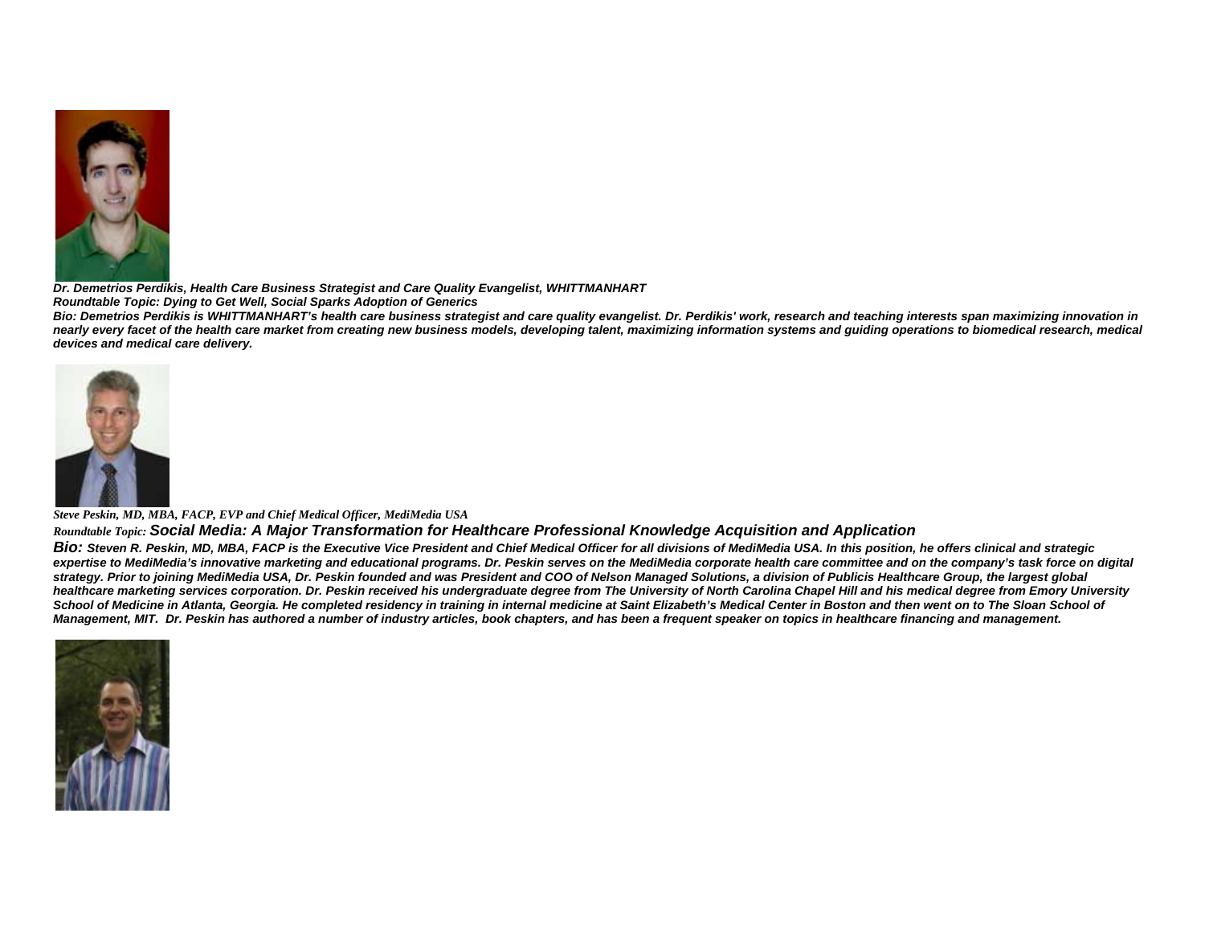***Dr. Demetrios Perdikis, Health Care Business Strategist and Care Quality Evangelist, WHITTMANHART***

***Roundtable Topic: Dying to Get Well, Social Sparks Adoption of Generics***

***Bio: Demetrios Perdikis is WHITTMANHART's health care business strategist and care quality evangelist. Dr. Perdikis' work, research and teaching interests span maximizing innovation in nearly every facet of the health care market from creating new business models, developing talent, maximizing information systems and guiding operations to biomedical research, medical devices and medical care delivery.***

***Steve Peskin, MD, MBA, FACP, EVP and Chief Medical Officer, MediMedia USA***

***Roundtable Topic: Social Media: A Major Transformation for Healthcare Professional Knowledge Acquisition and Application***

***Bio: Steven R. Peskin, MD, MBA, FACP is the Executive Vice President and Chief Medical Officer for all divisions of MediMedia USA. In this position, he offers clinical and strategic expertise to MediMedia's innovative marketing and educational programs. Dr. Peskin serves on the MediMedia corporate health care committee and on the company's task force on digital strategy. Prior to joining MediMedia USA, Dr. Peskin founded and was President and COO of Nelson Managed Solutions, a division of Publicis Healthcare Group, the largest global healthcare marketing services corporation. Dr. Peskin received his undergraduate degree from The University of North Carolina Chapel Hill and his medical degree from Emory University School of Medicine in Atlanta, Georgia. He completed residency in training in internal medicine at Saint Elizabeth's Medical Center in Boston and then went on to The Sloan School of Management, MIT. Dr. Peskin has authored a number of industry articles, book chapters, and has been a frequent speaker on topics in healthcare financing and management.***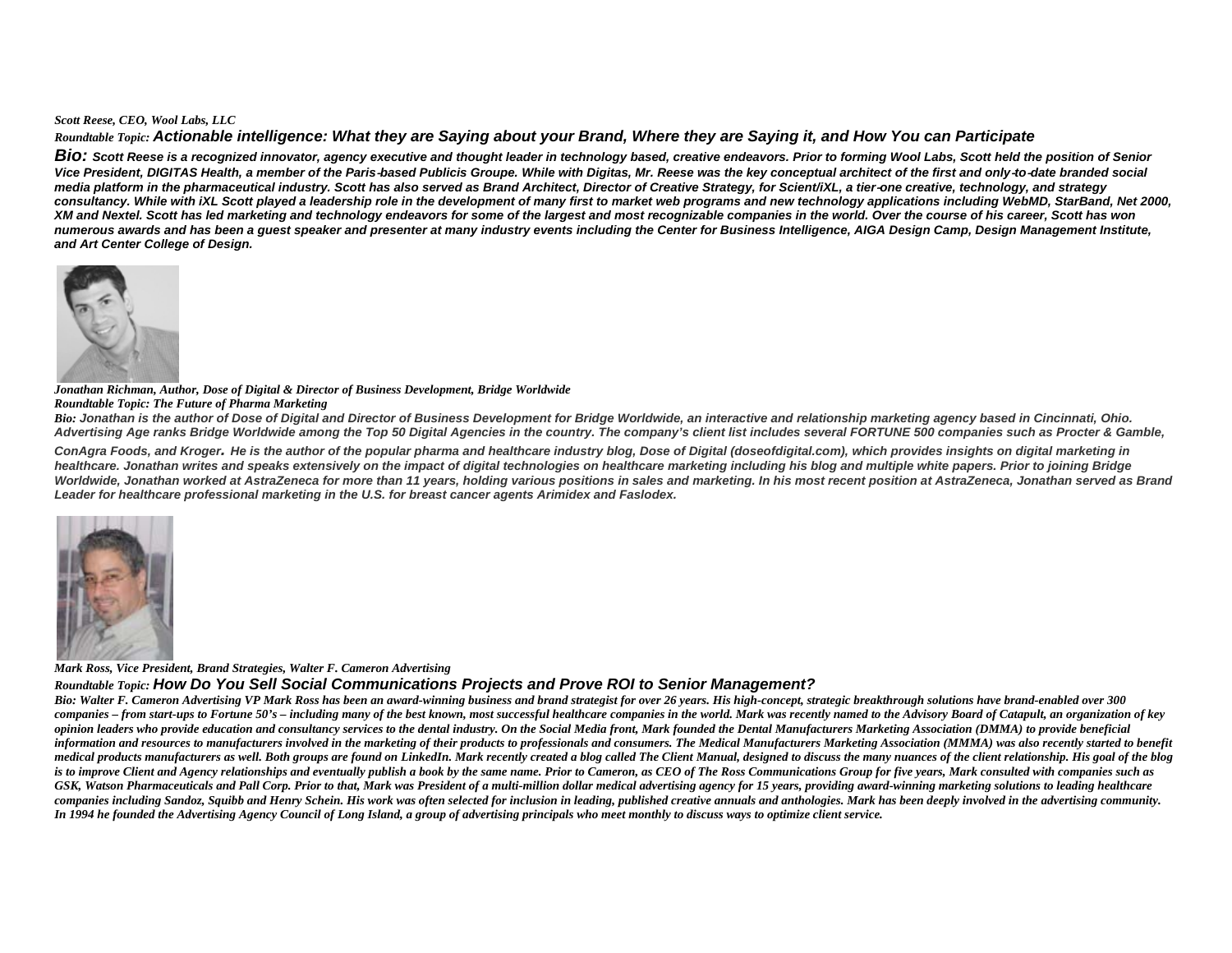*Scott Reese, CEO, Wool Labs, LLC*

*Roundtable Topic:* ***Actionable intelligence: What they are Saying about your Brand, Where they are Saying it, and How You can Participate***

***Bio:*** ***Scott Reese is a recognized innovator, agency executive and thought leader in technology based, creative endeavors. Prior to forming Wool Labs, Scott held the position of Senior Vice President, DIGITAS Health, a member of the Paris-based Publicis Groupe. While with Digitas, Mr. Reese was the key conceptual architect of the first and only-to-date branded social media platform in the pharmaceutical industry. Scott has also served as Brand Architect, Director of Creative Strategy, for Scient/iXL, a tier-one creative, technology, and strategy consultancy. While with iXL Scott played a leadership role in the development of many first to market web programs and new technology applications including WebMD, StarBand, Net 2000, XM and Nextel. Scott has led marketing and technology endeavors for some of the largest and most recognizable companies in the world. Over the course of his career, Scott has won numerous awards and has been a guest speaker and presenter at many industry events including the Center for Business Intelligence, AIGA Design Camp, Design Management Institute, and Art Center College of Design.***

***Jonathan Richman, Author, Dose of Digital & Director of Business Development, Bridge Worldwide***

***Roundtable Topic: The Future of Pharma Marketing***

***Bio: Jonathan is the author of Dose of Digital and Director of Business Development for Bridge Worldwide, an interactive and relationship marketing agency based in Cincinnati, Ohio. Advertising Age ranks Bridge Worldwide among the Top 50 Digital Agencies in the country. The company's client list includes several FORTUNE 500 companies such as Procter & Gamble, ConAgra Foods, and Kroger. He is the author of the popular pharma and healthcare industry blog, Dose of Digital (doseofdigital.com), which provides insights on digital marketing in healthcare. Jonathan writes and speaks extensively on the impact of digital technologies on healthcare marketing including his blog and multiple white papers. Prior to joining Bridge Worldwide, Jonathan worked at AstraZeneca for more than 11 years, holding various positions in sales and marketing. In his most recent position at AstraZeneca, Jonathan served as Brand Leader for healthcare professional marketing in the U.S. for breast cancer agents Arimidex and Faslodex.***

***Mark Ross, Vice President, Brand Strategies, Walter F. Cameron Advertising***

*Roundtable Topic:* ***How Do You Sell Social Communications Projects and Prove ROI to Senior Management?***

***Bio: Walter F. Cameron Advertising VP Mark Ross has been an award-winning business and brand strategist for over 26 years. His high-concept, strategic breakthrough solutions have brand-enabled over 300 companies – from start-ups to Fortune 50's – including many of the best known, most successful healthcare companies in the world. Mark was recently named to the Advisory Board of Catapult, an organization of key opinion leaders who provide education and consultancy services to the dental industry. On the Social Media front, Mark founded the Dental Manufacturers Marketing Association (DMMA) to provide beneficial information and resources to manufacturers involved in the marketing of their products to professionals and consumers. The Medical Manufacturers Marketing Association (MMMA) was also recently started to benefit medical products manufacturers as well. Both groups are found on LinkedIn. Mark recently created a blog called The Client Manual, designed to discuss the many nuances of the client relationship. His goal of the blog is to improve Client and Agency relationships and eventually publish a book by the same name. Prior to Cameron, as CEO of The Ross Communications Group for five years, Mark consulted with companies such as GSK, Watson Pharmaceuticals and Pall Corp. Prior to that, Mark was President of a multi-million dollar medical advertising agency for 15 years, providing award-winning marketing solutions to leading healthcare companies including Sandoz, Squibb and Henry Schein. His work was often selected for inclusion in leading, published creative annuals and anthologies. Mark has been deeply involved in the advertising community. In 1994 he founded the Advertising Agency Council of Long Island, a group of advertising principals who meet monthly to discuss ways to optimize client service.***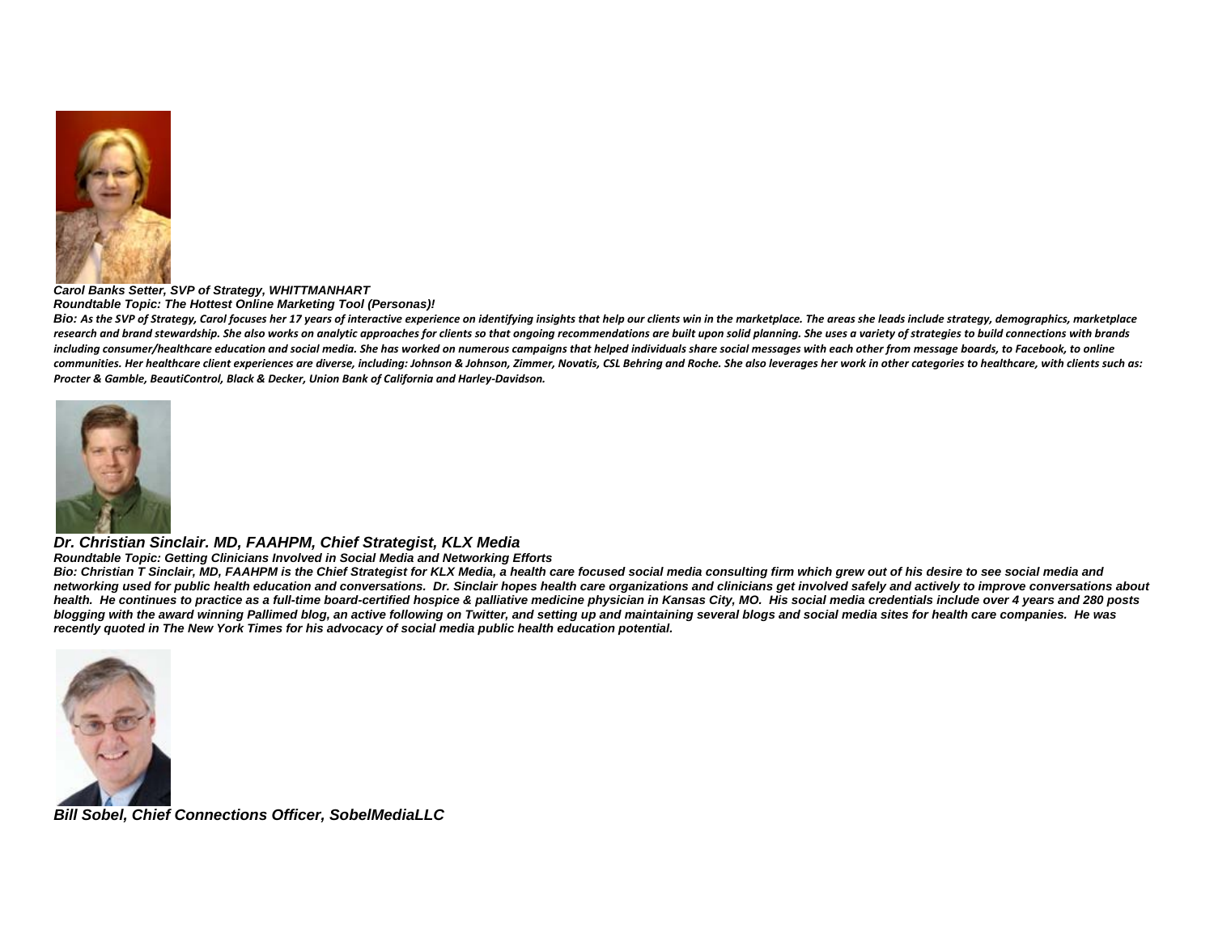***Carol Banks Setter, SVP of Strategy, WHITTMANHART***

***Roundtable Topic: The Hottest Online Marketing Tool (Personas)!***

***Bio: As the SVP of Strategy, Carol focuses her 17 years of interactive experience on identifying insights that help our clients win in the marketplace. The areas she leads include strategy, demographics, marketplace research and brand stewardship. She also works on analytic approaches for clients so that ongoing recommendations are built upon solid planning. She uses a variety of strategies to build connections with brands including consumer/healthcare education and social media. She has worked on numerous campaigns that helped individuals share social messages with each other from message boards, to Facebook, to online communities. Her healthcare client experiences are diverse, including: Johnson & Johnson, Zimmer, Novatis, CSL Behring and Roche. She also leverages her work in other categories to healthcare, with clients such as: Procter & Gamble, BeautiControl, Black & Decker, Union Bank of California and Harley-Davidson.***

***Dr. Christian Sinclair. MD, FAAHPM, Chief Strategist, KLX Media***

***Roundtable Topic: Getting Clinicians Involved in Social Media and Networking Efforts***

***Bio: Christian T Sinclair, MD, FAAHPM is the Chief Strategist for KLX Media, a health care focused social media consulting firm which grew out of his desire to see social media and networking used for public health education and conversations. Dr. Sinclair hopes health care organizations and clinicians get involved safely and actively to improve conversations about health. He continues to practice as a full-time board-certified hospice & palliative medicine physician in Kansas City, MO. His social media credentials include over 4 years and 280 posts blogging with the award winning Pallimed blog, an active following on Twitter, and setting up and maintaining several blogs and social media sites for health care companies. He was recently quoted in The New York Times for his advocacy of social media public health education potential.***

***Bill Sobel, Chief Connections Officer, SobelMediaLLC***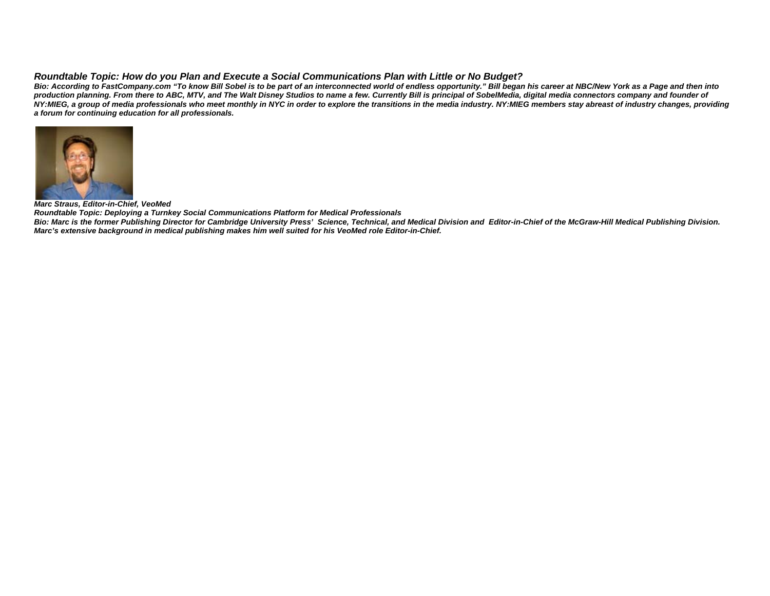***Roundtable Topic: How do you Plan and Execute a Social Communications Plan with Little or No Budget?***

***Bio: According to FastCompany.com “To know Bill Sobel is to be part of an interconnected world of endless opportunity.” Bill began his career at NBC/New York as a Page and then into production planning. From there to ABC, MTV, and The Walt Disney Studios to name a few. Currently Bill is principal of SobelMedia, digital media connectors company and founder of NY:MIEG, a group of media professionals who meet monthly in NYC in order to explore the transitions in the media industry. NY:MIEG members stay abreast of industry changes, providing a forum for continuing education for all professionals.***

***Marc Straus, Editor-in-Chief, VeoMed***

***Roundtable Topic: Deploying a Turnkey Social Communications Platform for Medical Professionals***

***Bio: Marc is the former Publishing Director for Cambridge University Press’ Science, Technical, and Medical Division and Editor-in-Chief of the McGraw-Hill Medical Publishing Division. Marc’s extensive background in medical publishing makes him well suited for his VeoMed role Editor-in-Chief.***